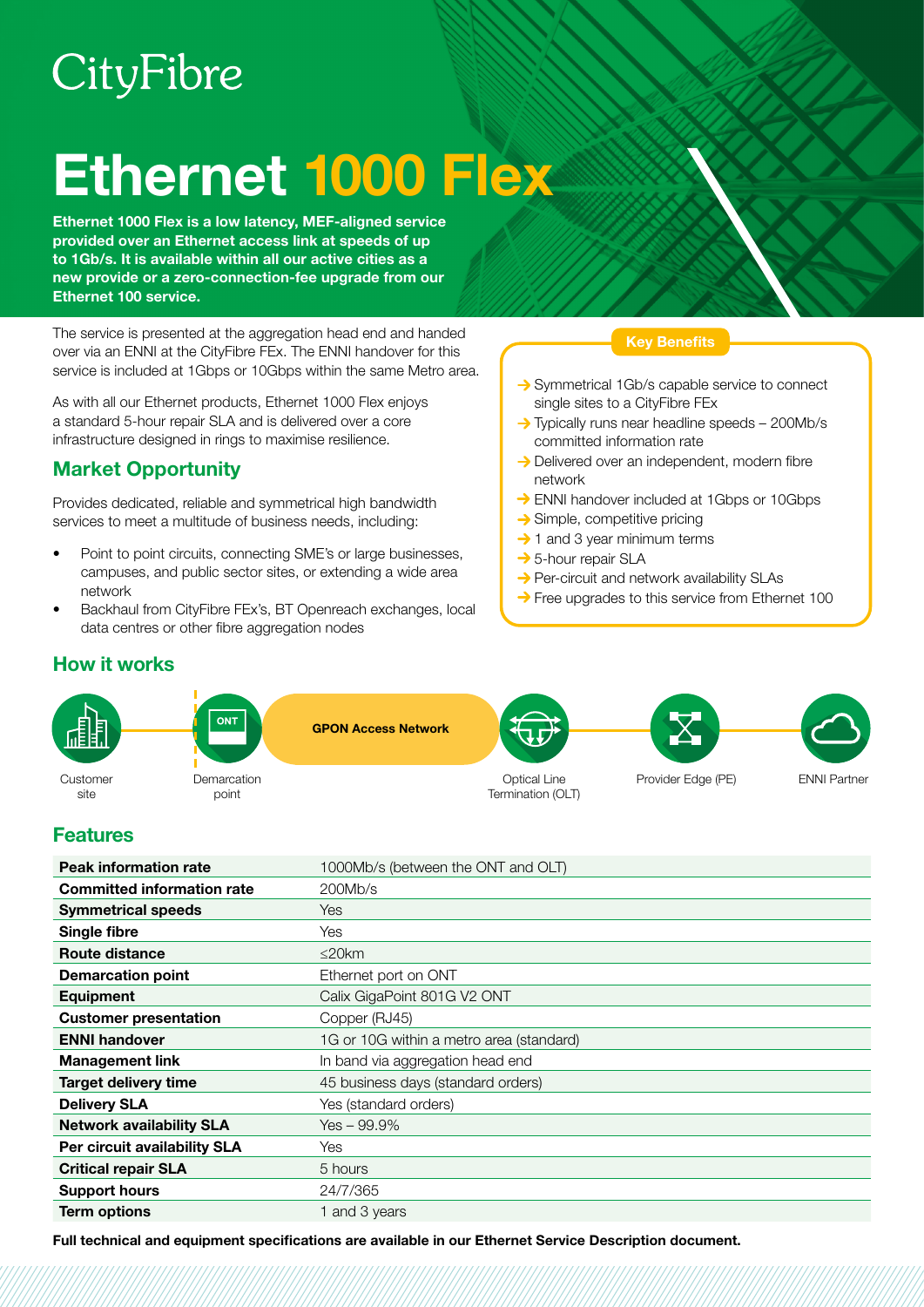CityFibre

# Ethernet 1000 Flex

**Ethernet 1000 Flex is a low latency, MEF-aligned service provided over an Ethernet access link at speeds of up to 1Gb/s. It is available within all our active cities as a new provide or a zero-connection-fee upgrade from our Ethernet 100 service.**

The service is presented at the aggregation head end and handed over via an ENNI at the CityFibre FEx. The ENNI handover for this service is included at 1Gbps or 10Gbps within the same Metro area.

As with all our Ethernet products, Ethernet 1000 Flex enjoys a standard 5-hour repair SLA and is delivered over a core infrastructure designed in rings to maximise resilience.

## Market Opportunity

Provides dedicated, reliable and symmetrical high bandwidth services to meet a multitude of business needs, including:

- Point to point circuits, connecting SME's or large businesses, campuses, and public sector sites, or extending a wide area network
- Backhaul from CityFibre FEx's, BT Openreach exchanges, local data centres or other fibre aggregation nodes

### Key Benefits

- Symmetrical 1Gb/s capable service to connect single sites to a CityFibre FEx
- Typically runs near headline speeds – 200Mb/s committed information rate
- Delivered over an independent, modern fibre network
- ENNI handover included at 1Gbps or 10Gbps
- Simple, competitive pricing
- 1 and 3 year minimum terms
- 5-hour repair SLA
- Per-circuit and network availability SLAs
- Free upgrades to this service from Ethernet 100

## How it works

Customer site → ONT (Demarcation point) → GPON Access Network → Optical Line Termination (OLT) → Provider Edge (PE) → ENNI Partner

## Features

| | |
|---|---|
| **Peak information rate** | 1000Mb/s (between the ONT and OLT) |
| **Committed information rate** | 200Mb/s |
| **Symmetrical speeds** | Yes |
| **Single fibre** | Yes |
| **Route distance** | ≤20km |
| **Demarcation point** | Ethernet port on ONT |
| **Equipment** | Calix GigaPoint 801G V2 ONT |
| **Customer presentation** | Copper (RJ45) |
| **ENNI handover** | 1G or 10G within a metro area (standard) |
| **Management link** | In band via aggregation head end |
| **Target delivery time** | 45 business days (standard orders) |
| **Delivery SLA** | Yes (standard orders) |
| **Network availability SLA** | Yes – 99.9% |
| **Per circuit availability SLA** | Yes |
| **Critical repair SLA** | 5 hours |
| **Support hours** | 24/7/365 |
| **Term options** | 1 and 3 years |

**Full technical and equipment specifications are available in our Ethernet Service Description document.**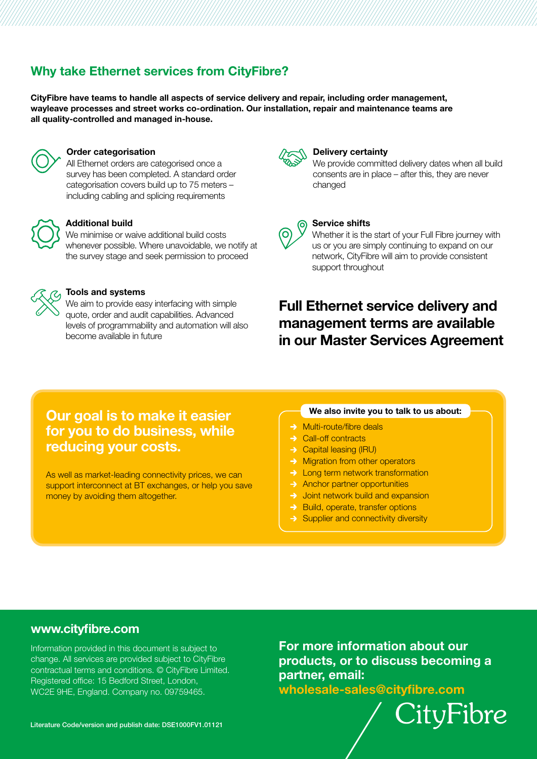## Why take Ethernet services from CityFibre?

**CityFibre have teams to handle all aspects of service delivery and repair, including order management, wayleave processes and street works co-ordination. Our installation, repair and maintenance teams are all quality-controlled and managed in-house.**

### Order categorisation

All Ethernet orders are categorised once a survey has been completed. A standard order categorisation covers build up to 75 meters – including cabling and splicing requirements

### Additional build

We minimise or waive additional build costs whenever possible. Where unavoidable, we notify at the survey stage and seek permission to proceed

### Tools and systems

We aim to provide easy interfacing with simple quote, order and audit capabilities. Advanced levels of programmability and automation will also become available in future

### Delivery certainty

We provide committed delivery dates when all build consents are in place – after this, they are never changed

### Service shifts

Whether it is the start of your Full Fibre journey with us or you are simply continuing to expand on our network, CityFibre will aim to provide consistent support throughout

## Full Ethernet service delivery and management terms are available in our Master Services Agreement

## Our goal is to make it easier for you to do business, while reducing your costs.

As well as market-leading connectivity prices, we can support interconnect at BT exchanges, or help you save money by avoiding them altogether.

**We also invite you to talk to us about:**

- Multi-route/fibre deals
- Call-off contracts
- Capital leasing (IRU)
- Migration from other operators
- Long term network transformation
- Anchor partner opportunities
- Joint network build and expansion
- Build, operate, transfer options
- Supplier and connectivity diversity

**www.cityfibre.com**

Information provided in this document is subject to change. All services are provided subject to CityFibre contractual terms and conditions. © CityFibre Limited. Registered office: 15 Bedford Street, London, WC2E 9HE, England. Company no. 09759465.

**For more information about our products, or to discuss becoming a partner, email:**
**wholesale-sales@cityfibre.com**

CityFibre

Literature Code/version and publish date: DSE1000FV1.01121